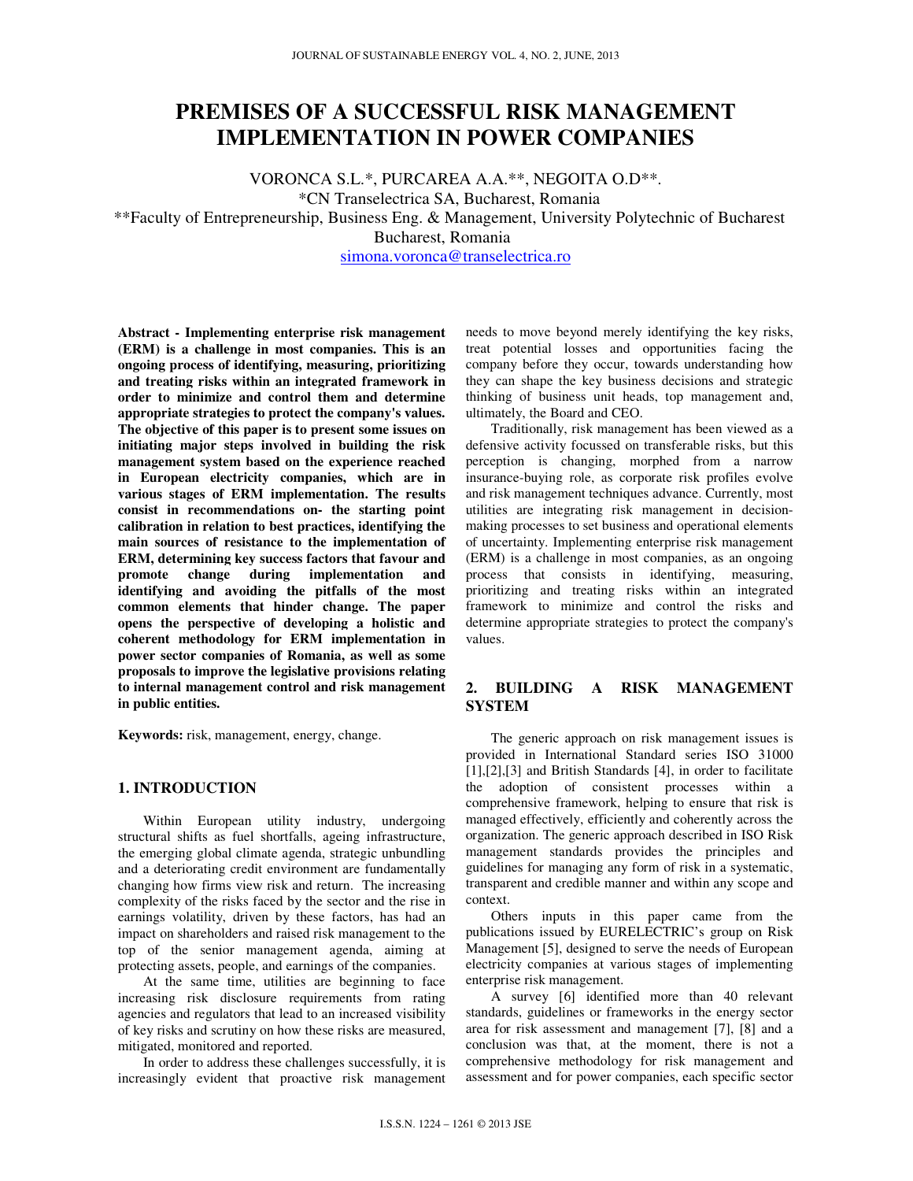# PREMISES OF A SUCCESSFUL RISK MANAGEMENT IMPLEMENTATION IN POWER COMPANIES

VORONCA S.L.*, PURCAREA A.A.**, NEGOITA O.D**.
*CN Transelectrica SA, Bucharest, Romania
**Faculty of Entrepreneurship, Business Eng. & Management, University Polytechnic of Bucharest
Bucharest, Romania
simona.voronca@transelectrica.ro

**Abstract - Implementing enterprise risk management (ERM) is a challenge in most companies. This is an ongoing process of identifying, measuring, prioritizing and treating risks within an integrated framework in order to minimize and control them and determine appropriate strategies to protect the company's values. The objective of this paper is to present some issues on initiating major steps involved in building the risk management system based on the experience reached in European electricity companies, which are in various stages of ERM implementation. The results consist in recommendations on- the starting point calibration in relation to best practices, identifying the main sources of resistance to the implementation of ERM, determining key success factors that favour and promote change during implementation and identifying and avoiding the pitfalls of the most common elements that hinder change. The paper opens the perspective of developing a holistic and coherent methodology for ERM implementation in power sector companies of Romania, as well as some proposals to improve the legislative provisions relating to internal management control and risk management in public entities.**

**Keywords:** risk, management, energy, change.

## 1. INTRODUCTION

Within European utility industry, undergoing structural shifts as fuel shortfalls, ageing infrastructure, the emerging global climate agenda, strategic unbundling and a deteriorating credit environment are fundamentally changing how firms view risk and return. The increasing complexity of the risks faced by the sector and the rise in earnings volatility, driven by these factors, has had an impact on shareholders and raised risk management to the top of the senior management agenda, aiming at protecting assets, people, and earnings of the companies.

At the same time, utilities are beginning to face increasing risk disclosure requirements from rating agencies and regulators that lead to an increased visibility of key risks and scrutiny on how these risks are measured, mitigated, monitored and reported.

In order to address these challenges successfully, it is increasingly evident that proactive risk management needs to move beyond merely identifying the key risks, treat potential losses and opportunities facing the company before they occur, towards understanding how they can shape the key business decisions and strategic thinking of business unit heads, top management and, ultimately, the Board and CEO.

Traditionally, risk management has been viewed as a defensive activity focussed on transferable risks, but this perception is changing, morphed from a narrow insurance-buying role, as corporate risk profiles evolve and risk management techniques advance. Currently, most utilities are integrating risk management in decision-making processes to set business and operational elements of uncertainty. Implementing enterprise risk management (ERM) is a challenge in most companies, as an ongoing process that consists in identifying, measuring, prioritizing and treating risks within an integrated framework to minimize and control the risks and determine appropriate strategies to protect the company's values.

## 2. BUILDING A RISK MANAGEMENT SYSTEM

The generic approach on risk management issues is provided in International Standard series ISO 31000 [1],[2],[3] and British Standards [4], in order to facilitate the adoption of consistent processes within a comprehensive framework, helping to ensure that risk is managed effectively, efficiently and coherently across the organization. The generic approach described in ISO Risk management standards provides the principles and guidelines for managing any form of risk in a systematic, transparent and credible manner and within any scope and context.

Others inputs in this paper came from the publications issued by EURELECTRIC's group on Risk Management [5], designed to serve the needs of European electricity companies at various stages of implementing enterprise risk management.

A survey [6] identified more than 40 relevant standards, guidelines or frameworks in the energy sector area for risk assessment and management [7], [8] and a conclusion was that, at the moment, there is not a comprehensive methodology for risk management and assessment and for power companies, each specific sector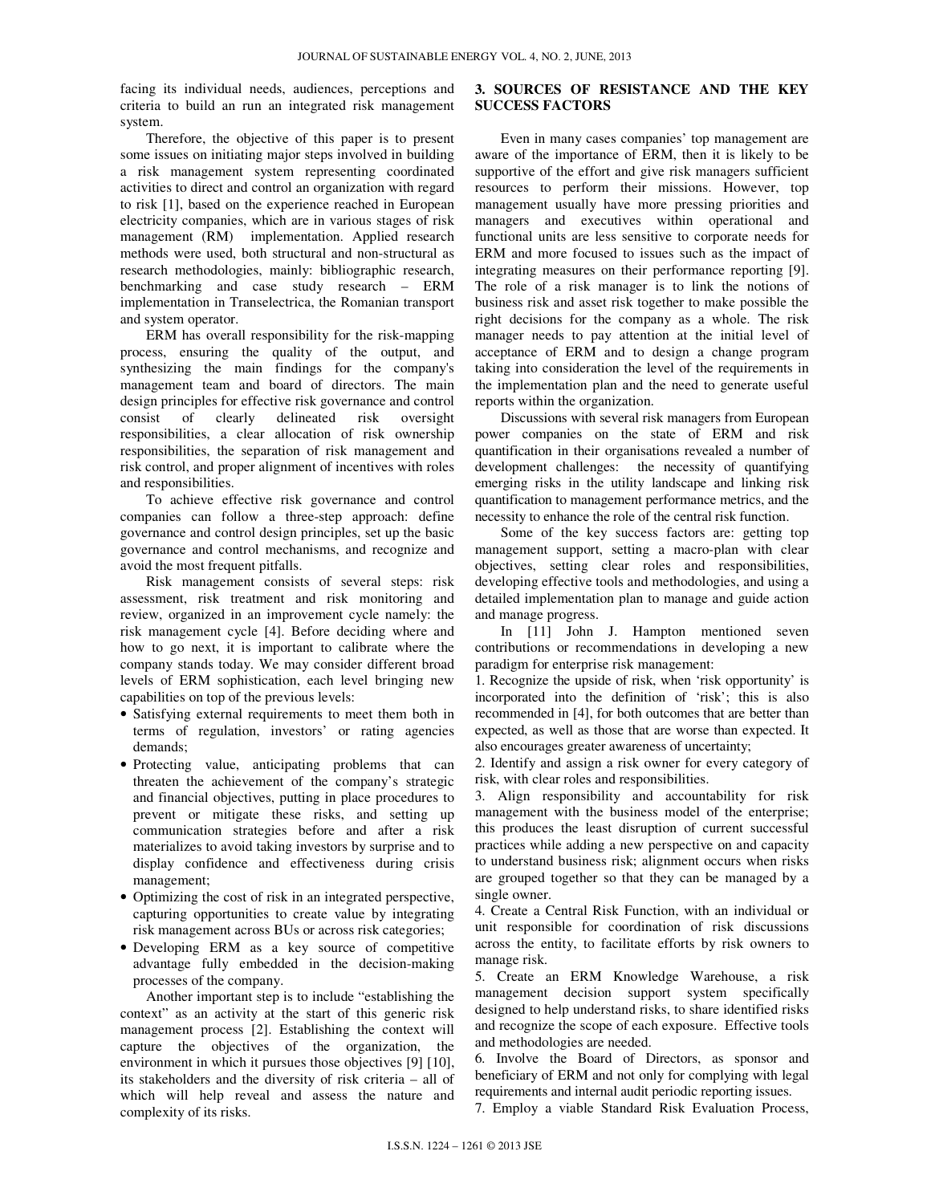facing its individual needs, audiences, perceptions and criteria to build an run an integrated risk management system.

Therefore, the objective of this paper is to present some issues on initiating major steps involved in building a risk management system representing coordinated activities to direct and control an organization with regard to risk [1], based on the experience reached in European electricity companies, which are in various stages of risk management (RM) implementation. Applied research methods were used, both structural and non-structural as research methodologies, mainly: bibliographic research, benchmarking and case study research – ERM implementation in Transelectrica, the Romanian transport and system operator.

ERM has overall responsibility for the risk-mapping process, ensuring the quality of the output, and synthesizing the main findings for the company's management team and board of directors. The main design principles for effective risk governance and control consist of clearly delineated risk oversight responsibilities, a clear allocation of risk ownership responsibilities, the separation of risk management and risk control, and proper alignment of incentives with roles and responsibilities.

To achieve effective risk governance and control companies can follow a three-step approach: define governance and control design principles, set up the basic governance and control mechanisms, and recognize and avoid the most frequent pitfalls.

Risk management consists of several steps: risk assessment, risk treatment and risk monitoring and review, organized in an improvement cycle namely: the risk management cycle [4]. Before deciding where and how to go next, it is important to calibrate where the company stands today. We may consider different broad levels of ERM sophistication, each level bringing new capabilities on top of the previous levels:

- Satisfying external requirements to meet them both in terms of regulation, investors' or rating agencies demands;
- Protecting value, anticipating problems that can threaten the achievement of the company's strategic and financial objectives, putting in place procedures to prevent or mitigate these risks, and setting up communication strategies before and after a risk materializes to avoid taking investors by surprise and to display confidence and effectiveness during crisis management;
- Optimizing the cost of risk in an integrated perspective, capturing opportunities to create value by integrating risk management across BUs or across risk categories;
- Developing ERM as a key source of competitive advantage fully embedded in the decision-making processes of the company.

Another important step is to include "establishing the context" as an activity at the start of this generic risk management process [2]. Establishing the context will capture the objectives of the organization, the environment in which it pursues those objectives [9] [10], its stakeholders and the diversity of risk criteria – all of which will help reveal and assess the nature and complexity of its risks.

## 3. SOURCES OF RESISTANCE AND THE KEY SUCCESS FACTORS

Even in many cases companies' top management are aware of the importance of ERM, then it is likely to be supportive of the effort and give risk managers sufficient resources to perform their missions. However, top management usually have more pressing priorities and managers and executives within operational and functional units are less sensitive to corporate needs for ERM and more focused to issues such as the impact of integrating measures on their performance reporting [9]. The role of a risk manager is to link the notions of business risk and asset risk together to make possible the right decisions for the company as a whole. The risk manager needs to pay attention at the initial level of acceptance of ERM and to design a change program taking into consideration the level of the requirements in the implementation plan and the need to generate useful reports within the organization.

Discussions with several risk managers from European power companies on the state of ERM and risk quantification in their organisations revealed a number of development challenges: the necessity of quantifying emerging risks in the utility landscape and linking risk quantification to management performance metrics, and the necessity to enhance the role of the central risk function.

Some of the key success factors are: getting top management support, setting a macro-plan with clear objectives, setting clear roles and responsibilities, developing effective tools and methodologies, and using a detailed implementation plan to manage and guide action and manage progress.

In [11] John J. Hampton mentioned seven contributions or recommendations in developing a new paradigm for enterprise risk management:

1. Recognize the upside of risk, when 'risk opportunity' is incorporated into the definition of 'risk'; this is also recommended in [4], for both outcomes that are better than expected, as well as those that are worse than expected. It also encourages greater awareness of uncertainty;
2. Identify and assign a risk owner for every category of risk, with clear roles and responsibilities.
3. Align responsibility and accountability for risk management with the business model of the enterprise; this produces the least disruption of current successful practices while adding a new perspective on and capacity to understand business risk; alignment occurs when risks are grouped together so that they can be managed by a single owner.
4. Create a Central Risk Function, with an individual or unit responsible for coordination of risk discussions across the entity, to facilitate efforts by risk owners to manage risk.
5. Create an ERM Knowledge Warehouse, a risk management decision support system specifically designed to help understand risks, to share identified risks and recognize the scope of each exposure. Effective tools and methodologies are needed.
6. Involve the Board of Directors, as sponsor and beneficiary of ERM and not only for complying with legal requirements and internal audit periodic reporting issues.
7. Employ a viable Standard Risk Evaluation Process,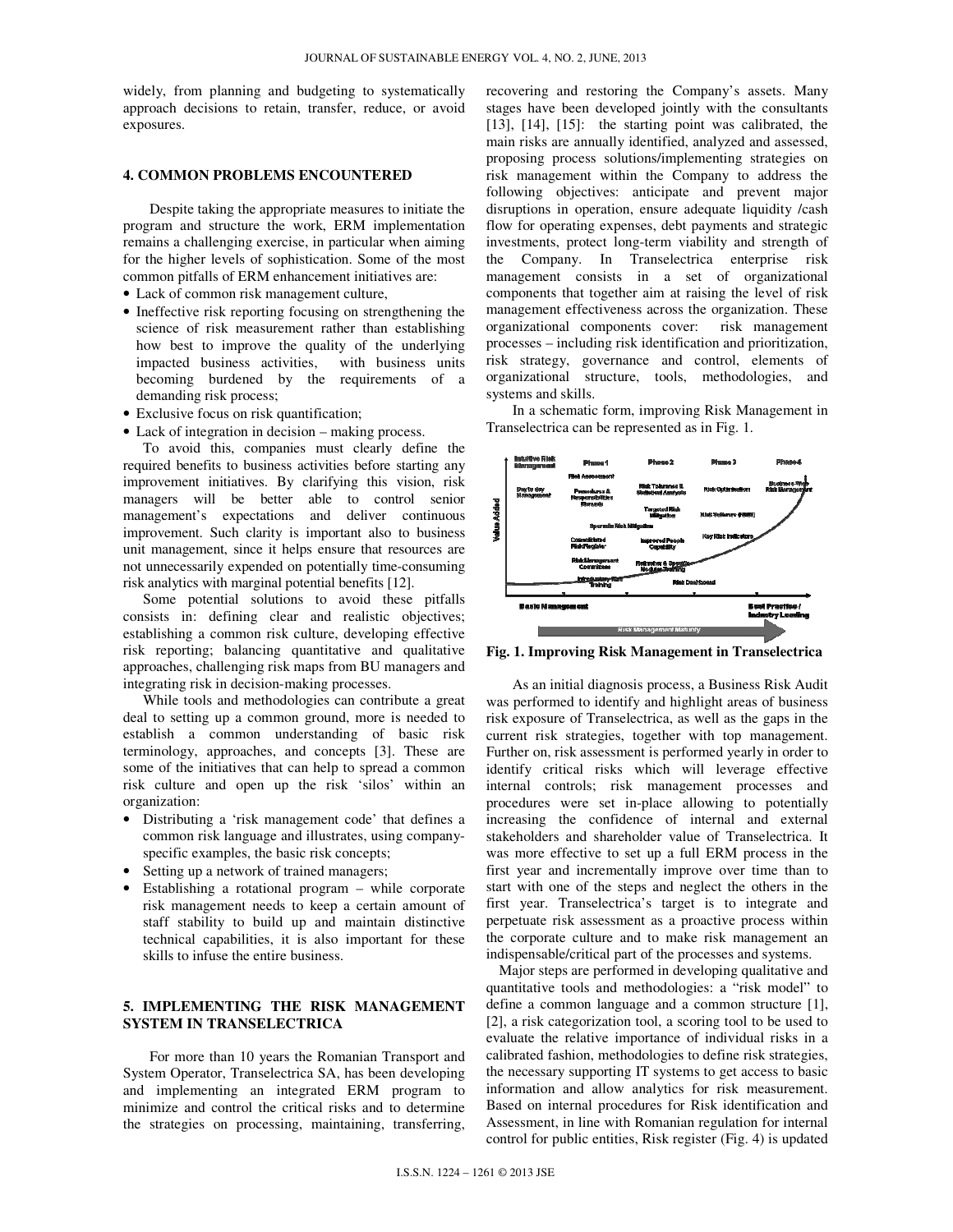widely, from planning and budgeting to systematically approach decisions to retain, transfer, reduce, or avoid exposures.

## 4. COMMON PROBLEMS ENCOUNTERED

Despite taking the appropriate measures to initiate the program and structure the work, ERM implementation remains a challenging exercise, in particular when aiming for the higher levels of sophistication. Some of the most common pitfalls of ERM enhancement initiatives are:

- Lack of common risk management culture,
- Ineffective risk reporting focusing on strengthening the science of risk measurement rather than establishing how best to improve the quality of the underlying impacted business activities, with business units becoming burdened by the requirements of a demanding risk process;
- Exclusive focus on risk quantification;
- Lack of integration in decision – making process.

To avoid this, companies must clearly define the required benefits to business activities before starting any improvement initiatives. By clarifying this vision, risk managers will be better able to control senior management's expectations and deliver continuous improvement. Such clarity is important also to business unit management, since it helps ensure that resources are not unnecessarily expended on potentially time-consuming risk analytics with marginal potential benefits [12].

Some potential solutions to avoid these pitfalls consists in: defining clear and realistic objectives; establishing a common risk culture, developing effective risk reporting; balancing quantitative and qualitative approaches, challenging risk maps from BU managers and integrating risk in decision-making processes.

While tools and methodologies can contribute a great deal to setting up a common ground, more is needed to establish a common understanding of basic risk terminology, approaches, and concepts [3]. These are some of the initiatives that can help to spread a common risk culture and open up the risk 'silos' within an organization:

- Distributing a 'risk management code' that defines a common risk language and illustrates, using company-specific examples, the basic risk concepts;
- Setting up a network of trained managers;
- Establishing a rotational program – while corporate risk management needs to keep a certain amount of staff stability to build up and maintain distinctive technical capabilities, it is also important for these skills to infuse the entire business.

## 5. IMPLEMENTING THE RISK MANAGEMENT SYSTEM IN TRANSELECTRICA

For more than 10 years the Romanian Transport and System Operator, Transelectrica SA, has been developing and implementing an integrated ERM program to minimize and control the critical risks and to determine the strategies on processing, maintaining, transferring, recovering and restoring the Company's assets. Many stages have been developed jointly with the consultants [13], [14], [15]: the starting point was calibrated, the main risks are annually identified, analyzed and assessed, proposing process solutions/implementing strategies on risk management within the Company to address the following objectives: anticipate and prevent major disruptions in operation, ensure adequate liquidity /cash flow for operating expenses, debt payments and strategic investments, protect long-term viability and strength of the Company. In Transelectrica enterprise risk management consists in a set of organizational components that together aim at raising the level of risk management effectiveness across the organization. These organizational components cover: risk management processes – including risk identification and prioritization, risk strategy, governance and control, elements of organizational structure, tools, methodologies, and systems and skills.

In a schematic form, improving Risk Management in Transelectrica can be represented as in Fig. 1.

**Fig. 1. Improving Risk Management in Transelectrica**

As an initial diagnosis process, a Business Risk Audit was performed to identify and highlight areas of business risk exposure of Transelectrica, as well as the gaps in the current risk strategies, together with top management. Further on, risk assessment is performed yearly in order to identify critical risks which will leverage effective internal controls; risk management processes and procedures were set in-place allowing to potentially increasing the confidence of internal and external stakeholders and shareholder value of Transelectrica. It was more effective to set up a full ERM process in the first year and incrementally improve over time than to start with one of the steps and neglect the others in the first year. Transelectrica's target is to integrate and perpetuate risk assessment as a proactive process within the corporate culture and to make risk management an indispensable/critical part of the processes and systems.

Major steps are performed in developing qualitative and quantitative tools and methodologies: a "risk model" to define a common language and a common structure [1], [2], a risk categorization tool, a scoring tool to be used to evaluate the relative importance of individual risks in a calibrated fashion, methodologies to define risk strategies, the necessary supporting IT systems to get access to basic information and allow analytics for risk measurement. Based on internal procedures for Risk identification and Assessment, in line with Romanian regulation for internal control for public entities, Risk register (Fig. 4) is updated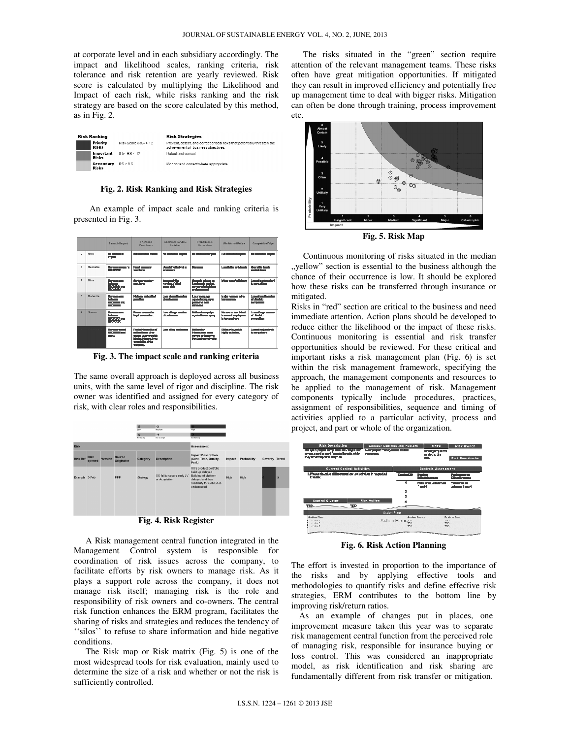at corporate level and in each subsidiary accordingly. The impact and likelihood scales, ranking criteria, risk tolerance and risk retention are yearly reviewed. Risk score is calculated by multiplying the Likelihood and Impact of each risk, while risks ranking and the risk strategy are based on the score calculated by this method, as in Fig. 2.

| Risk Ranking | | Risk Strategies |
|---|---|---|
| Priority Risks | Risk Score (RS) > 12 | Prevent, detect, and correct critical risks that potentially threaten the achievement of business objectives. |
| Important Risks | 8.5 < RS < 12 | Detect and correct |
| Secondary Risks | RS < 8.5 | Monitor and correct where appropriate |

**Fig. 2. Risk Ranking and Risk Strategies**

An example of impact scale and ranking criteria is presented in Fig. 3.

**Fig. 3. The impact scale and ranking criteria**

The same overall approach is deployed across all business units, with the same level of rigor and discipline. The risk owner was identified and assigned for every category of risk, with clear roles and responsibilities.

| Risk Ref. | Date opened | Version | Source Originator | Category | Description | Impact Description (Cost, Time, Quality, Perf.) | Impact | Probability | Severity | Trend |
|---|---|---|---|---|---|---|---|---|---|---|
| Example | 3-Feb | | PPP | Strategy | XX fail to secure early JV or Acquisition | XX's product portfolio build up delayed Build up of platform delayed and thus credibility for SANGA is endangered | High | High | | |

**Fig. 4. Risk Register**

A Risk management central function integrated in the Management Control system is responsible for coordination of risk issues across the company, to facilitate efforts by risk owners to manage risk. As it plays a support role across the company, it does not manage risk itself; managing risk is the role and responsibility of risk owners and co-owners. The central risk function enhances the ERM program, facilitates the sharing of risks and strategies and reduces the tendency of ''silos'' to refuse to share information and hide negative conditions.

The Risk map or Risk matrix (Fig. 5) is one of the most widespread tools for risk evaluation, mainly used to determine the size of a risk and whether or not the risk is sufficiently controlled.

The risks situated in the "green" section require attention of the relevant management teams. These risks often have great mitigation opportunities. If mitigated they can result in improved efficiency and potentially free up management time to deal with bigger risks. Mitigation can often be done through training, process improvement etc.

**Fig. 5. Risk Map**

Continuous monitoring of risks situated in the median „yellow" section is essential to the business although the chance of their occurrence is low. It should be explored how these risks can be transferred through insurance or mitigated.

Risks in "red" section are critical to the business and need immediate attention. Action plans should be developed to reduce either the likelihood or the impact of these risks. Continuous monitoring is essential and risk transfer opportunities should be reviewed. For these critical and important risks a risk management plan (Fig. 6) is set within the risk management framework, specifying the approach, the management components and resources to be applied to the management of risk. Management components typically include procedures, practices, assignment of responsibilities, sequence and timing of activities applied to a particular activity, process and project, and part or whole of the organization.

**Fig. 6. Risk Action Planning**

The effort is invested in proportion to the importance of the risks and by applying effective tools and methodologies to quantify risks and define effective risk strategies, ERM contributes to the bottom line by improving risk/return ratios.

As an example of changes put in places, one improvement measure taken this year was to separate risk management central function from the perceived role of managing risk, responsible for insurance buying or loss control. This was considered an inappropriate model, as risk identification and risk sharing are fundamentally different from risk transfer or mitigation.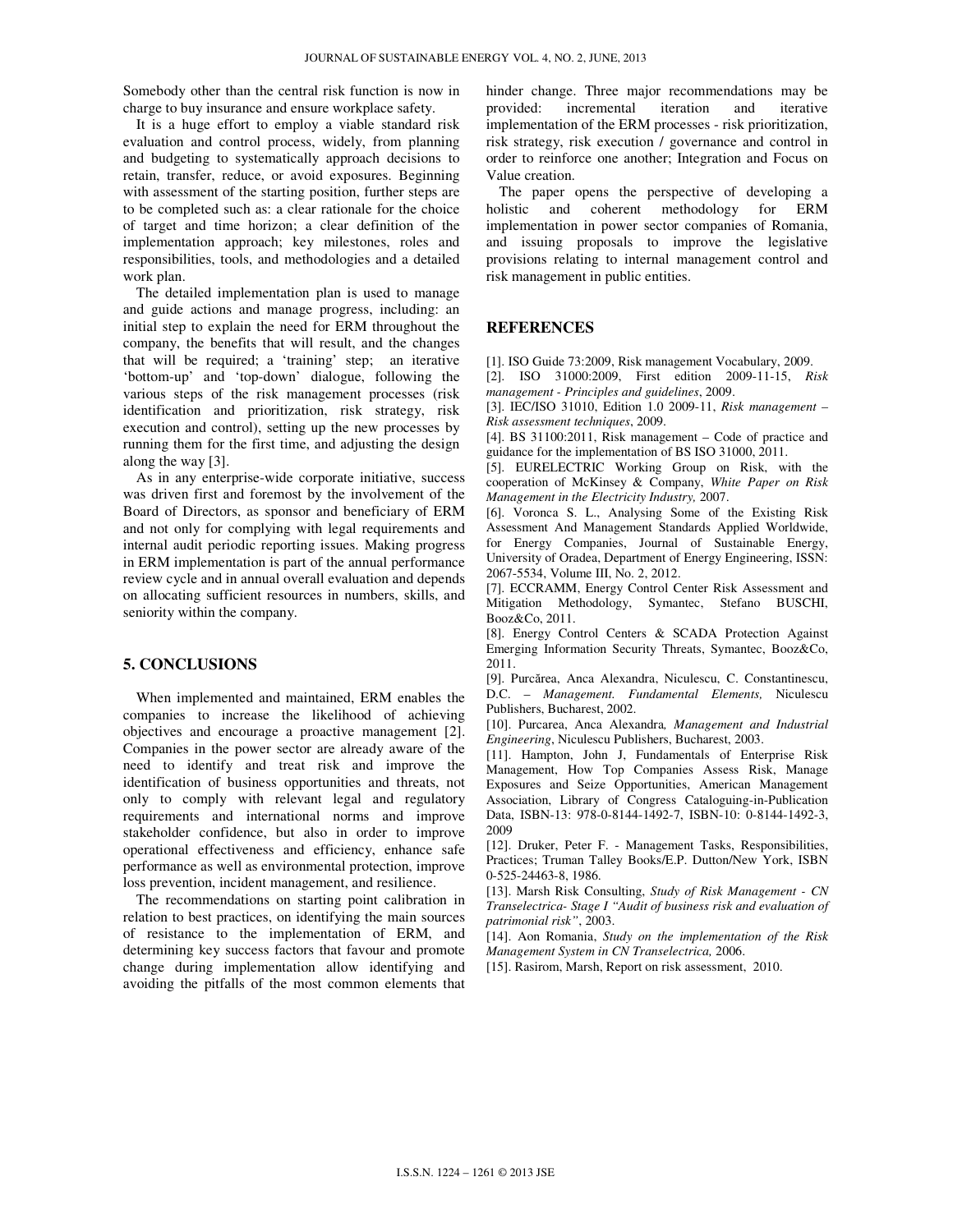Somebody other than the central risk function is now in charge to buy insurance and ensure workplace safety.

It is a huge effort to employ a viable standard risk evaluation and control process, widely, from planning and budgeting to systematically approach decisions to retain, transfer, reduce, or avoid exposures. Beginning with assessment of the starting position, further steps are to be completed such as: a clear rationale for the choice of target and time horizon; a clear definition of the implementation approach; key milestones, roles and responsibilities, tools, and methodologies and a detailed work plan.

The detailed implementation plan is used to manage and guide actions and manage progress, including: an initial step to explain the need for ERM throughout the company, the benefits that will result, and the changes that will be required; a 'training' step; an iterative 'bottom-up' and 'top-down' dialogue, following the various steps of the risk management processes (risk identification and prioritization, risk strategy, risk execution and control), setting up the new processes by running them for the first time, and adjusting the design along the way [3].

As in any enterprise-wide corporate initiative, success was driven first and foremost by the involvement of the Board of Directors, as sponsor and beneficiary of ERM and not only for complying with legal requirements and internal audit periodic reporting issues. Making progress in ERM implementation is part of the annual performance review cycle and in annual overall evaluation and depends on allocating sufficient resources in numbers, skills, and seniority within the company.

## 5. CONCLUSIONS

When implemented and maintained, ERM enables the companies to increase the likelihood of achieving objectives and encourage a proactive management [2]. Companies in the power sector are already aware of the need to identify and treat risk and improve the identification of business opportunities and threats, not only to comply with relevant legal and regulatory requirements and international norms and improve stakeholder confidence, but also in order to improve operational effectiveness and efficiency, enhance safe performance as well as environmental protection, improve loss prevention, incident management, and resilience.

The recommendations on starting point calibration in relation to best practices, on identifying the main sources of resistance to the implementation of ERM, and determining key success factors that favour and promote change during implementation allow identifying and avoiding the pitfalls of the most common elements that hinder change. Three major recommendations may be provided: incremental iteration and iterative implementation of the ERM processes - risk prioritization, risk strategy, risk execution / governance and control in order to reinforce one another; Integration and Focus on Value creation.

The paper opens the perspective of developing a holistic and coherent methodology for ERM implementation in power sector companies of Romania, and issuing proposals to improve the legislative provisions relating to internal management control and risk management in public entities.

## REFERENCES

[1]. ISO Guide 73:2009, Risk management Vocabulary, 2009.

[2]. ISO 31000:2009, First edition 2009-11-15, *Risk management - Principles and guidelines*, 2009.

[3]. IEC/ISO 31010, Edition 1.0 2009-11, *Risk management – Risk assessment techniques*, 2009.

[4]. BS 31100:2011, Risk management – Code of practice and guidance for the implementation of BS ISO 31000, 2011.

[5]. EURELECTRIC Working Group on Risk, with the cooperation of McKinsey & Company, *White Paper on Risk Management in the Electricity Industry,* 2007.

[6]. Voronca S. L., Analysing Some of the Existing Risk Assessment And Management Standards Applied Worldwide, for Energy Companies, Journal of Sustainable Energy, University of Oradea, Department of Energy Engineering, ISSN: 2067-5534, Volume III, No. 2, 2012.

[7]. ECCRAMM, Energy Control Center Risk Assessment and Mitigation Methodology, Symantec, Stefano BUSCHI, Booz&Co, 2011.

[8]. Energy Control Centers & SCADA Protection Against Emerging Information Security Threats, Symantec, Booz&Co, 2011.

[9]. Purcărea, Anca Alexandra, Niculescu, C. Constantinescu, D.C. – *Management. Fundamental Elements,* Niculescu Publishers, Bucharest, 2002.

[10]. Purcarea, Anca Alexandra*, Management and Industrial Engineering*, Niculescu Publishers, Bucharest, 2003.

[11]. Hampton, John J, Fundamentals of Enterprise Risk Management, How Top Companies Assess Risk, Manage Exposures and Seize Opportunities, American Management Association, Library of Congress Cataloguing-in-Publication Data, ISBN-13: 978-0-8144-1492-7, ISBN-10: 0-8144-1492-3, 2009

[12]. Druker, Peter F. - Management Tasks, Responsibilities, Practices; Truman Talley Books/E.P. Dutton/New York, ISBN 0-525-24463-8, 1986.

[13]. Marsh Risk Consulting, *Study of Risk Management - CN Transelectrica- Stage I "Audit of business risk and evaluation of patrimonial risk"*, 2003.

[14]. Aon Romania, *Study on the implementation of the Risk Management System in CN Transelectrica,* 2006.

[15]. Rasirom, Marsh, Report on risk assessment, 2010.